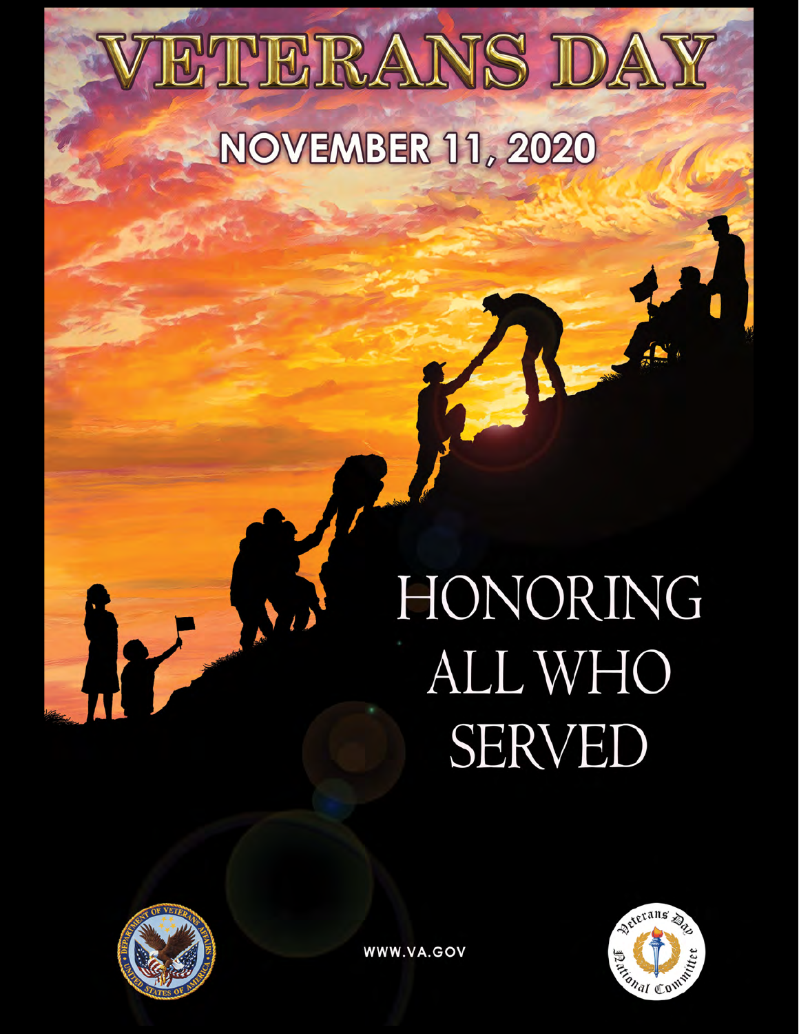# VETERANS DAY

## NOVEMBER 11, 2020

HONORING ALL WHO SERVED

WWW.VA.GOV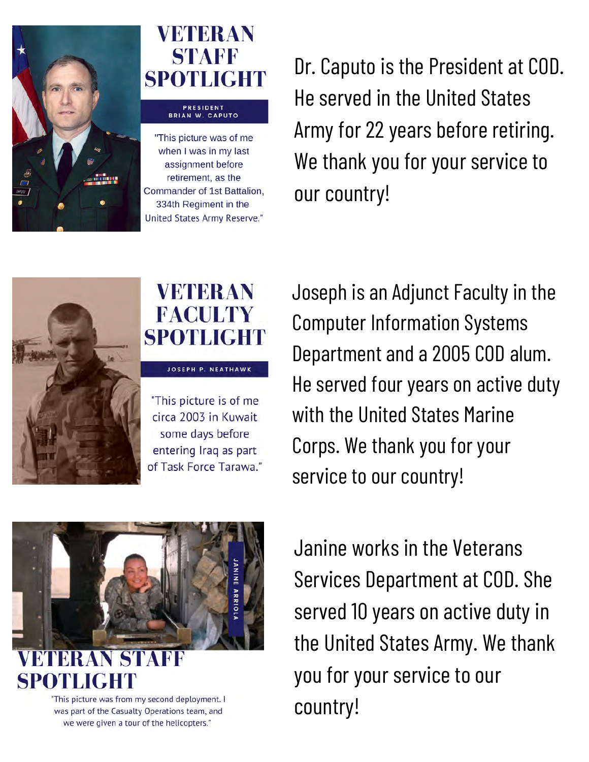## VETERAN STAFF SPOTLIGHT

PRESIDENT BRIAN W. CAPUTO

"This picture was of me when I was in my last assignment before retirement, as the Commander of 1st Battalion, 334th Regiment in the United States Army Reserve."

Dr. Caputo is the President at COD. He served in the United States Army for 22 years before retiring. We thank you for your service to our country!

## VETERAN FACULTY SPOTLIGHT

JOSEPH P. NEATHAWK

"This picture is of me circa 2003 in Kuwait some days before entering Iraq as part of Task Force Tarawa."

Joseph is an Adjunct Faculty in the Computer Information Systems Department and a 2005 COD alum. He served four years on active duty with the United States Marine Corps. We thank you for your service to our country!

## VETERAN STAFF SPOTLIGHT

JANINE ARRIOLA

"This picture was from my second deployment. I was part of the Casualty Operations team, and we were given a tour of the helicopters."

Janine works in the Veterans Services Department at COD. She served 10 years on active duty in the United States Army. We thank you for your service to our country!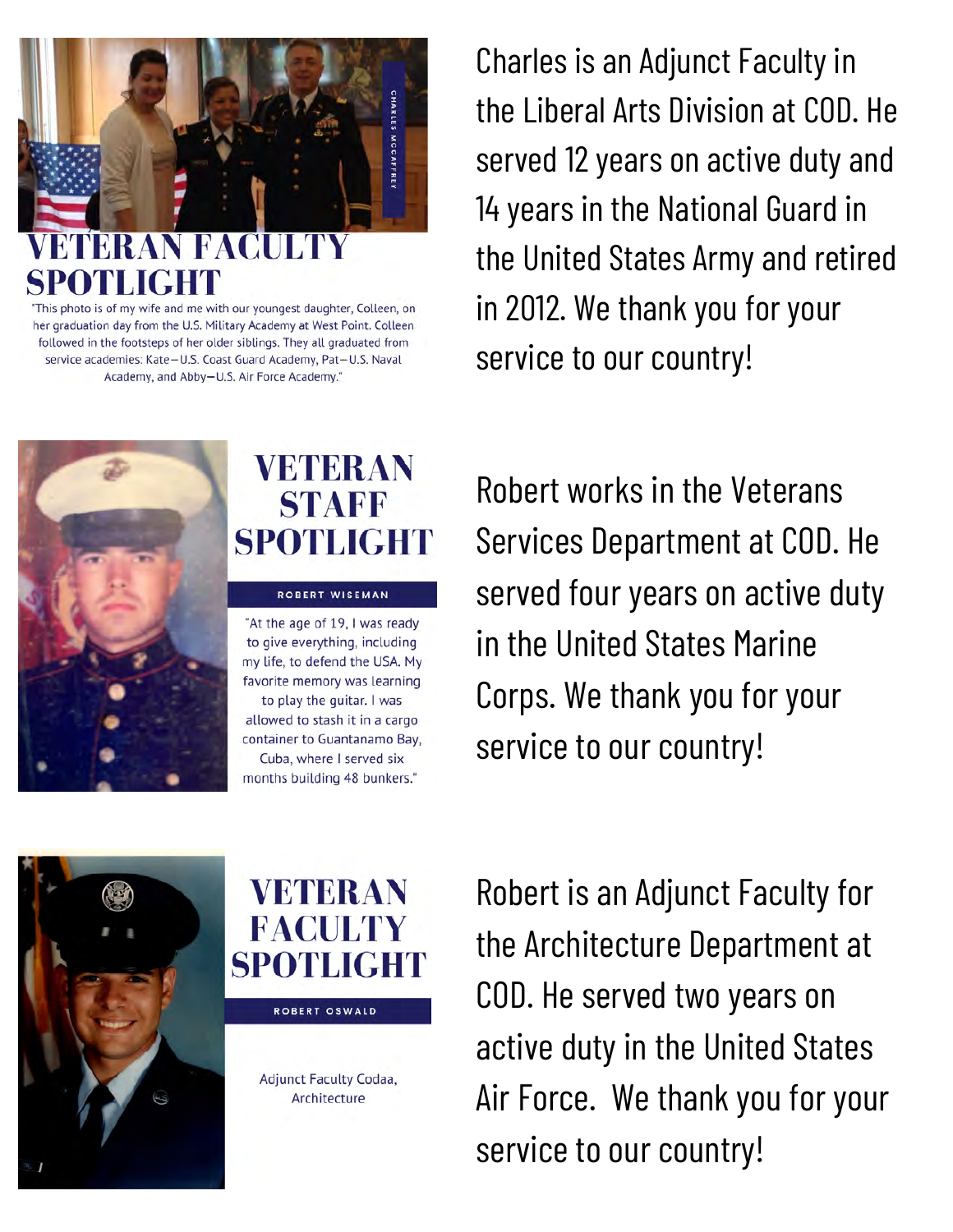## VETERAN FACULTY SPOTLIGHT

CHARLES MCCAFFREY

"This photo is of my wife and me with our youngest daughter, Colleen, on her graduation day from the U.S. Military Academy at West Point. Colleen followed in the footsteps of her older siblings. They all graduated from service academies: Kate—U.S. Coast Guard Academy, Pat—U.S. Naval Academy, and Abby—U.S. Air Force Academy."

Charles is an Adjunct Faculty in the Liberal Arts Division at COD. He served 12 years on active duty and 14 years in the National Guard in the United States Army and retired in 2012. We thank you for your service to our country!

## VETERAN STAFF SPOTLIGHT

ROBERT WISEMAN

"At the age of 19, I was ready to give everything, including my life, to defend the USA. My favorite memory was learning to play the guitar. I was allowed to stash it in a cargo container to Guantanamo Bay, Cuba, where I served six months building 48 bunkers."

Robert works in the Veterans Services Department at COD. He served four years on active duty in the United States Marine Corps. We thank you for your service to our country!

## VETERAN FACULTY SPOTLIGHT

ROBERT OSWALD

Adjunct Faculty Codaa, Architecture

Robert is an Adjunct Faculty for the Architecture Department at COD. He served two years on active duty in the United States Air Force. We thank you for your service to our country!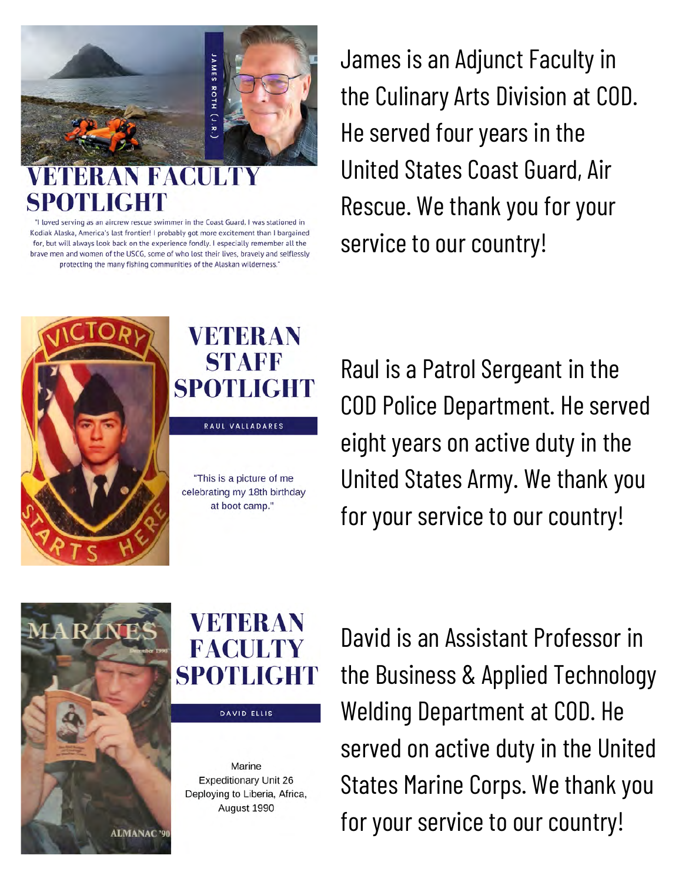## VETERAN FACULTY SPOTLIGHT

JAMES ROTH (J.R.)

"I loved serving as an aircrew rescue swimmer in the Coast Guard. I was stationed in Kodiak Alaska, America's last frontier! I probably got more excitement than I bargained for, but will always look back on the experience fondly. I especially remember all the brave men and women of the USCG, some of who lost their lives, bravely and selflessly protecting the many fishing communities of the Alaskan wilderness."

James is an Adjunct Faculty in the Culinary Arts Division at COD. He served four years in the United States Coast Guard, Air Rescue. We thank you for your service to our country!

## VETERAN STAFF SPOTLIGHT

RAUL VALLADARES

"This is a picture of me celebrating my 18th birthday at boot camp."

Raul is a Patrol Sergeant in the COD Police Department. He served eight years on active duty in the United States Army. We thank you for your service to our country!

## VETERAN FACULTY SPOTLIGHT

DAVID ELLIS

Marine Expeditionary Unit 26 Deploying to Liberia, Africa, August 1990

David is an Assistant Professor in the Business & Applied Technology Welding Department at COD. He served on active duty in the United States Marine Corps. We thank you for your service to our country!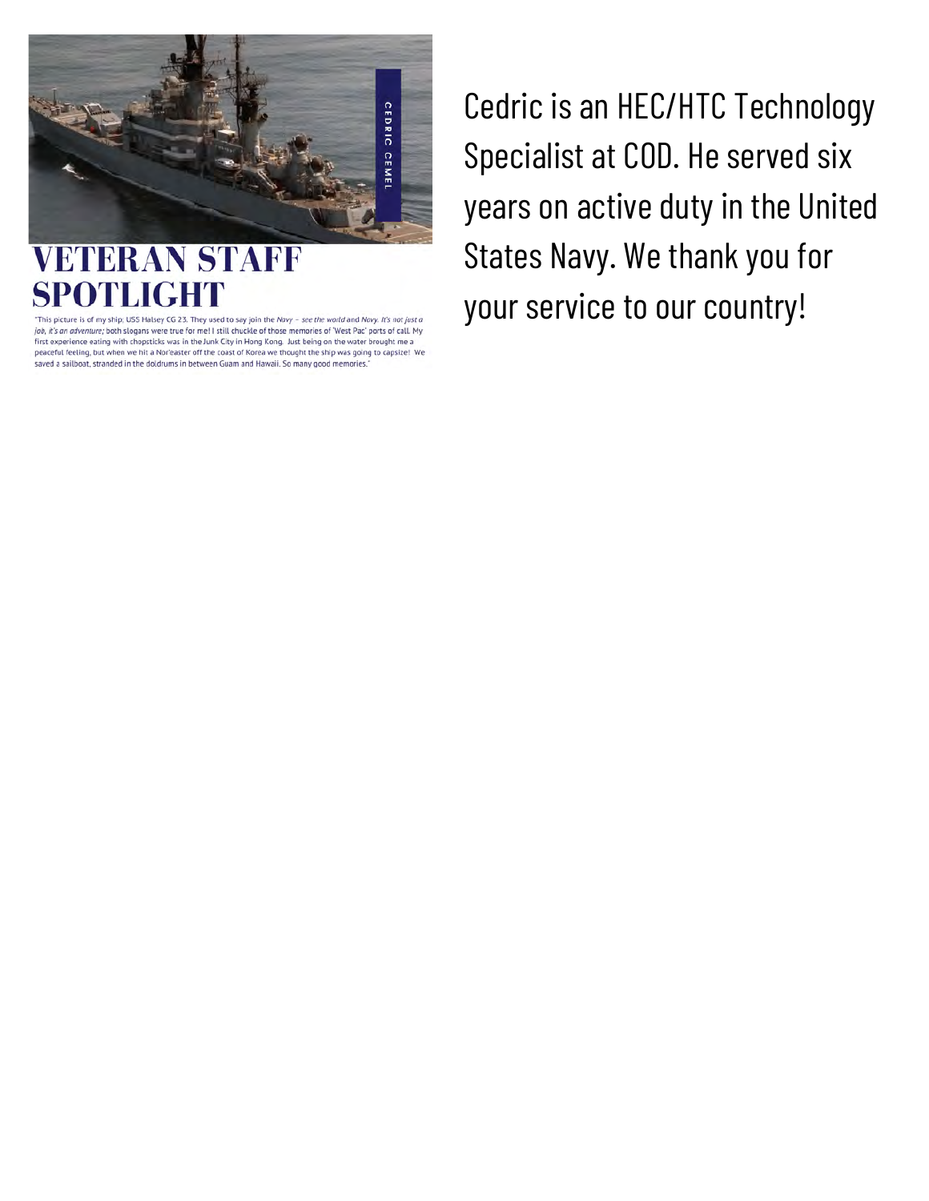CEDRIC CEMEL

# VETERAN STAFF SPOTLIGHT

"This picture is of my ship; USS Halsey CG 23. They used to say join the *Navy – see the world* and *Navy. It's not just a job, it's an adventure;* both slogans were true for me! I still chuckle of those memories of 'West Pac' ports of call. My first experience eating with chopsticks was in the Junk City in Hong Kong. Just being on the water brought me a peaceful feeling, but when we hit a Nor'easter off the coast of Korea we thought the ship was going to capsize! We saved a sailboat, stranded in the doldrums in between Guam and Hawaii. So many good memories."

Cedric is an HEC/HTC Technology Specialist at COD. He served six years on active duty in the United States Navy. We thank you for your service to our country!